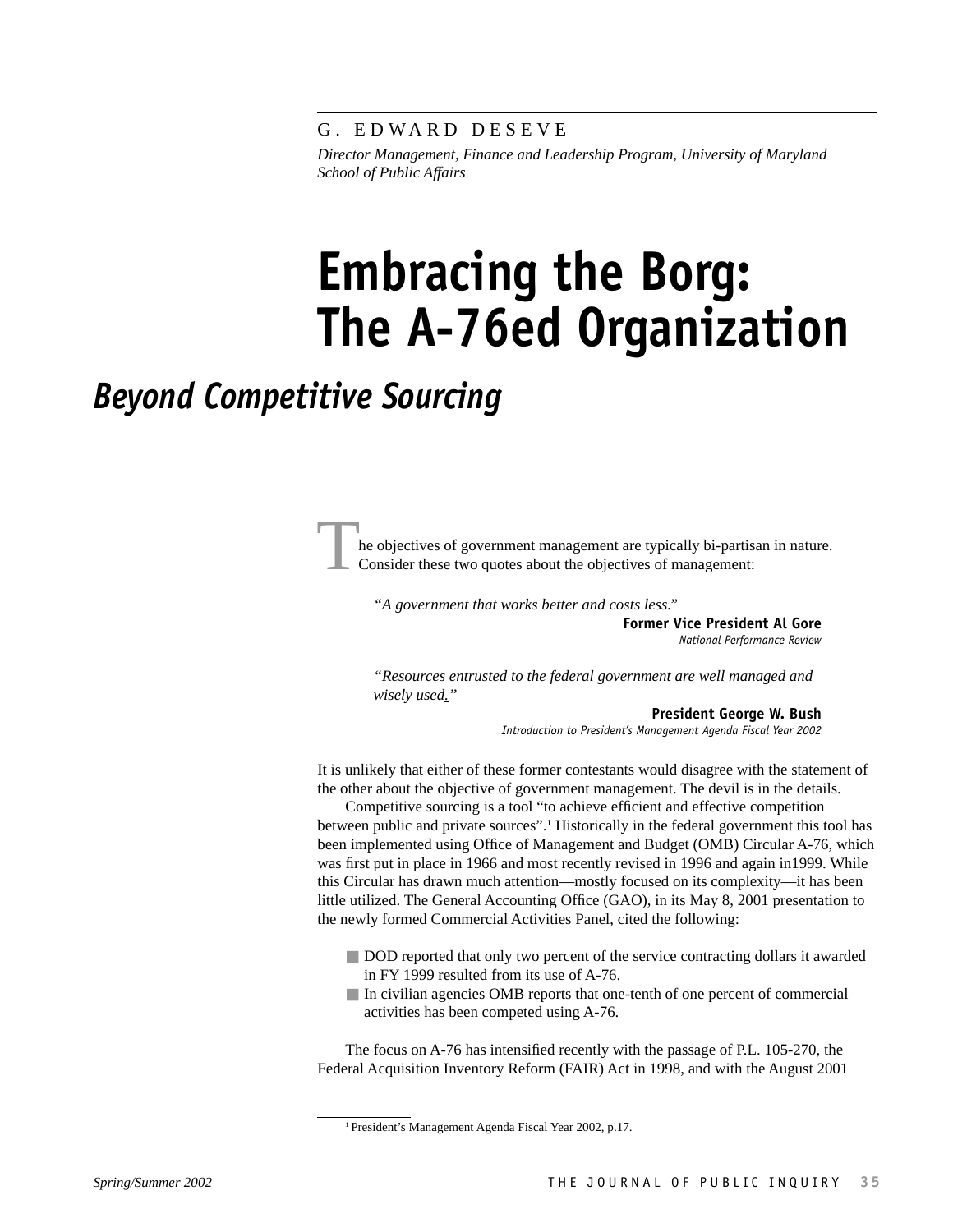G. EDWARD DESEVE

*Director Management, Finance and Leadership Program, University of Maryland School of Public Affairs*

# Embracing the Borg: The A-76ed Organization

## *Beyond Competitive Sourcing*

The objectives of government management are typically bi-partisan in nature. Consider these two quotes about the objectives of management:

> *"A government that works better and costs less."*
>
> **Former Vice President Al Gore**
> *National Performance Review*

> *"Resources entrusted to the federal government are well managed and wisely used."*
>
> **President George W. Bush**
> *Introduction to President's Management Agenda Fiscal Year 2002*

It is unlikely that either of these former contestants would disagree with the statement of the other about the objective of government management. The devil is in the details.

Competitive sourcing is a tool "to achieve efficient and effective competition between public and private sources".[1] Historically in the federal government this tool has been implemented using Office of Management and Budget (OMB) Circular A-76, which was first put in place in 1966 and most recently revised in 1996 and again in1999. While this Circular has drawn much attention—mostly focused on its complexity—it has been little utilized. The General Accounting Office (GAO), in its May 8, 2001 presentation to the newly formed Commercial Activities Panel, cited the following:

- DOD reported that only two percent of the service contracting dollars it awarded in FY 1999 resulted from its use of A-76.
- In civilian agencies OMB reports that one-tenth of one percent of commercial activities has been competed using A-76.

The focus on A-76 has intensified recently with the passage of P.L. 105-270, the Federal Acquisition Inventory Reform (FAIR) Act in 1998, and with the August 2001

[1] President's Management Agenda Fiscal Year 2002, p.17.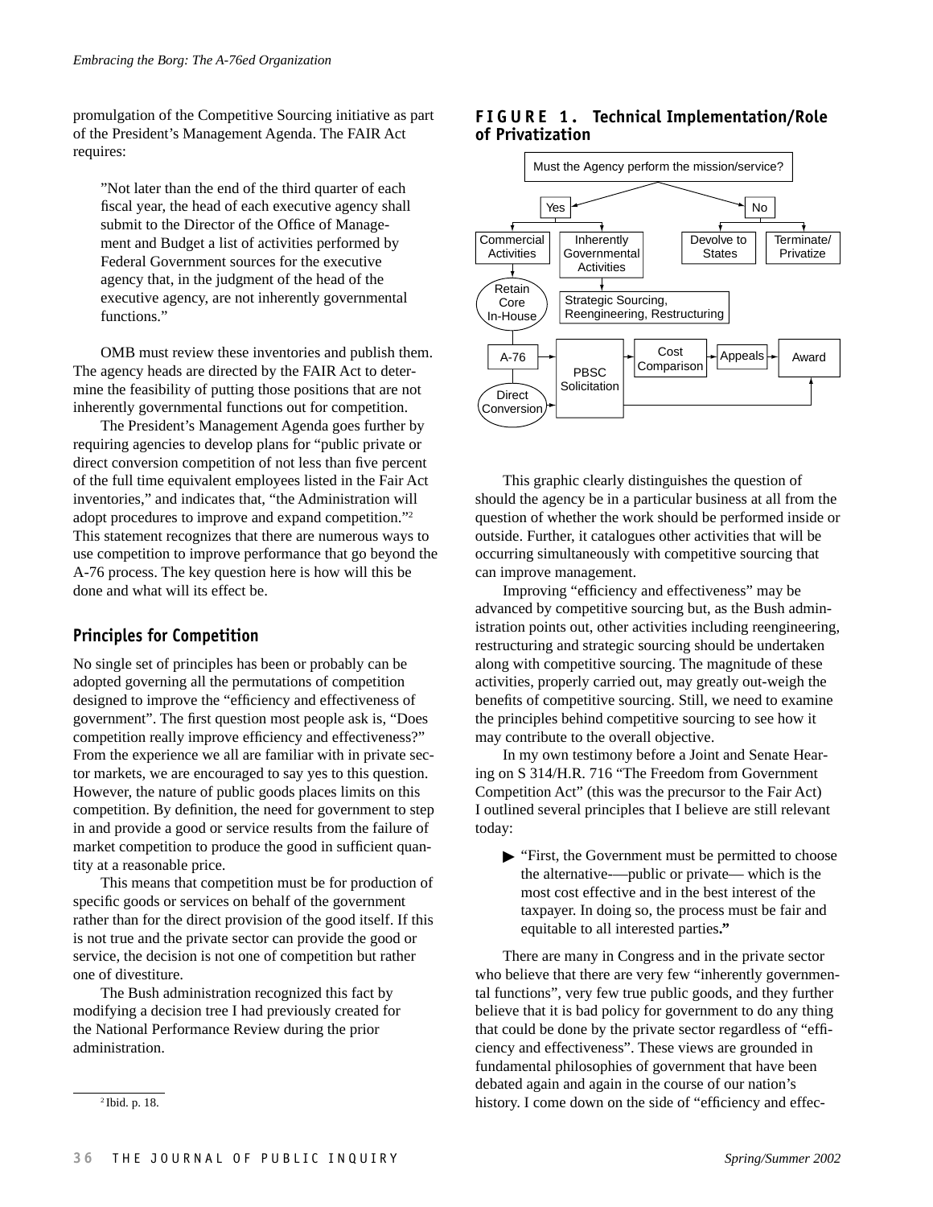promulgation of the Competitive Sourcing initiative as part of the President's Management Agenda. The FAIR Act requires:

> "Not later than the end of the third quarter of each fiscal year, the head of each executive agency shall submit to the Director of the Office of Management and Budget a list of activities performed by Federal Government sources for the executive agency that, in the judgment of the head of the executive agency, are not inherently governmental functions."

OMB must review these inventories and publish them. The agency heads are directed by the FAIR Act to determine the feasibility of putting those positions that are not inherently governmental functions out for competition.

The President's Management Agenda goes further by requiring agencies to develop plans for "public private or direct conversion competition of not less than five percent of the full time equivalent employees listed in the Fair Act inventories," and indicates that, "the Administration will adopt procedures to improve and expand competition."[2] This statement recognizes that there are numerous ways to use competition to improve performance that go beyond the A-76 process. The key question here is how will this be done and what will its effect be.

## Principles for Competition

No single set of principles has been or probably can be adopted governing all the permutations of competition designed to improve the "efficiency and effectiveness of government". The first question most people ask is, "Does competition really improve efficiency and effectiveness?" From the experience we all are familiar with in private sector markets, we are encouraged to say yes to this question. However, the nature of public goods places limits on this competition. By definition, the need for government to step in and provide a good or service results from the failure of market competition to produce the good in sufficient quantity at a reasonable price.

This means that competition must be for production of specific goods or services on behalf of the government rather than for the direct provision of the good itself. If this is not true and the private sector can provide the good or service, the decision is not one of competition but rather one of divestiture.

The Bush administration recognized this fact by modifying a decision tree I had previously created for the National Performance Review during the prior administration.

**FIGURE 1. Technical Implementation/Role of Privatization**

Must the Agency perform the mission/service?
- Yes
  - Commercial Activities → Retain Core In-House; A-76 → PBSC Solicitation; Direct Conversion → PBSC Solicitation
  - Inherently Governmental Activities → Strategic Sourcing, Reengineering, Restructuring
  - PBSC Solicitation → Cost Comparison → Appeals → Award (PBSC Solicitation → Award)
- No
  - Devolve to States
  - Terminate/Privatize

This graphic clearly distinguishes the question of should the agency be in a particular business at all from the question of whether the work should be performed inside or outside. Further, it catalogues other activities that will be occurring simultaneously with competitive sourcing that can improve management.

Improving "efficiency and effectiveness" may be advanced by competitive sourcing but, as the Bush administration points out, other activities including reengineering, restructuring and strategic sourcing should be undertaken along with competitive sourcing. The magnitude of these activities, properly carried out, may greatly out-weigh the benefits of competitive sourcing. Still, we need to examine the principles behind competitive sourcing to see how it may contribute to the overall objective.

In my own testimony before a Joint and Senate Hearing on S 314/H.R. 716 "The Freedom from Government Competition Act" (this was the precursor to the Fair Act) I outlined several principles that I believe are still relevant today:

- "First, the Government must be permitted to choose the alternative-—public or private— which is the most cost effective and in the best interest of the taxpayer. In doing so, the process must be fair and equitable to all interested parties**."**

There are many in Congress and in the private sector who believe that there are very few "inherently governmental functions", very few true public goods, and they further believe that it is bad policy for government to do any thing that could be done by the private sector regardless of "efficiency and effectiveness". These views are grounded in fundamental philosophies of government that have been debated again and again in the course of our nation's history. I come down on the side of "efficiency and effec-

[2] Ibid. p. 18.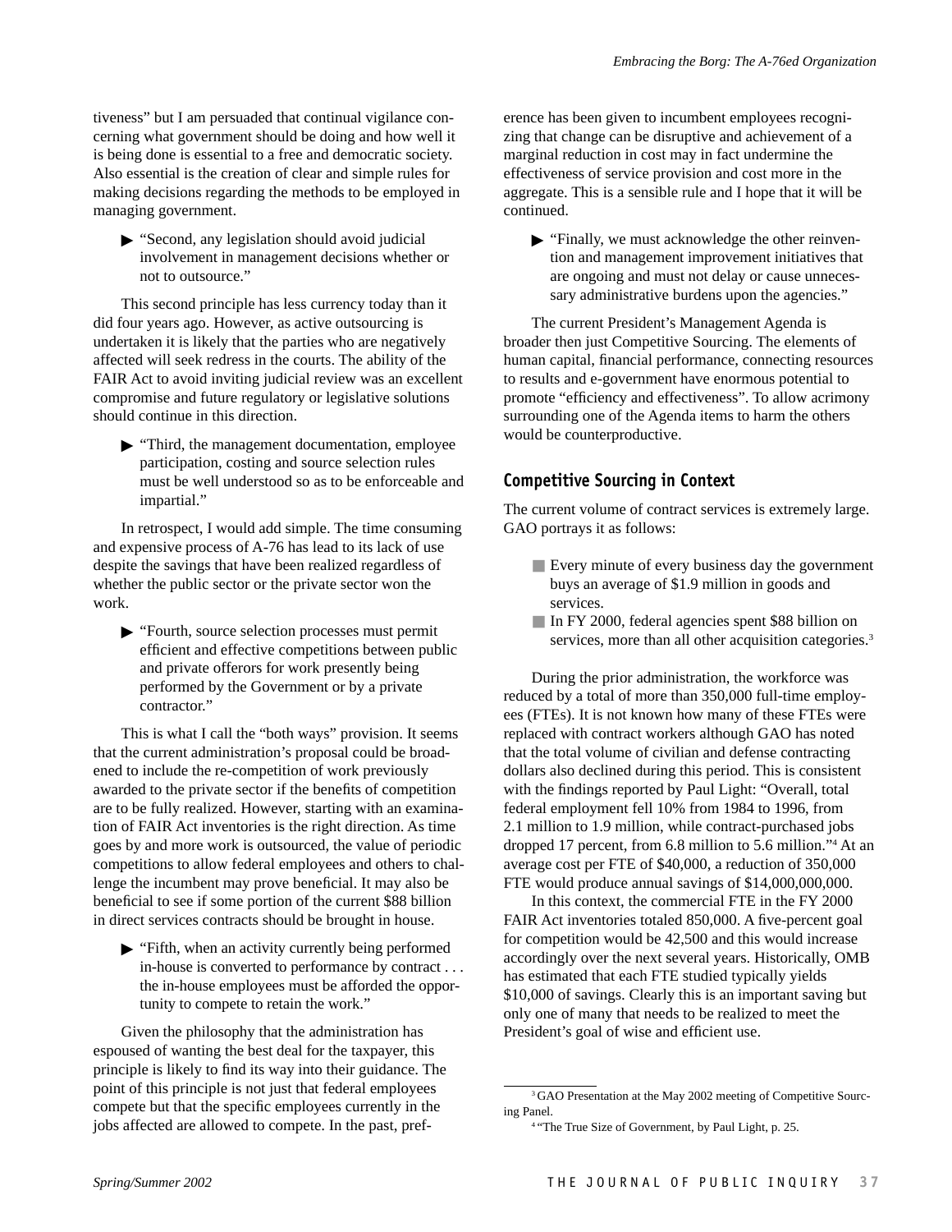tiveness" but I am persuaded that continual vigilance concerning what government should be doing and how well it is being done is essential to a free and democratic society. Also essential is the creation of clear and simple rules for making decisions regarding the methods to be employed in managing government.

- "Second, any legislation should avoid judicial involvement in management decisions whether or not to outsource."

This second principle has less currency today than it did four years ago. However, as active outsourcing is undertaken it is likely that the parties who are negatively affected will seek redress in the courts. The ability of the FAIR Act to avoid inviting judicial review was an excellent compromise and future regulatory or legislative solutions should continue in this direction.

- "Third, the management documentation, employee participation, costing and source selection rules must be well understood so as to be enforceable and impartial."

In retrospect, I would add simple. The time consuming and expensive process of A-76 has lead to its lack of use despite the savings that have been realized regardless of whether the public sector or the private sector won the work.

- "Fourth, source selection processes must permit efficient and effective competitions between public and private offerors for work presently being performed by the Government or by a private contractor."

This is what I call the "both ways" provision. It seems that the current administration's proposal could be broadened to include the re-competition of work previously awarded to the private sector if the benefits of competition are to be fully realized. However, starting with an examination of FAIR Act inventories is the right direction. As time goes by and more work is outsourced, the value of periodic competitions to allow federal employees and others to challenge the incumbent may prove beneficial. It may also be beneficial to see if some portion of the current $88 billion in direct services contracts should be brought in house.

- "Fifth, when an activity currently being performed in-house is converted to performance by contract . . . the in-house employees must be afforded the opportunity to compete to retain the work."

Given the philosophy that the administration has espoused of wanting the best deal for the taxpayer, this principle is likely to find its way into their guidance. The point of this principle is not just that federal employees compete but that the specific employees currently in the jobs affected are allowed to compete. In the past, preference has been given to incumbent employees recognizing that change can be disruptive and achievement of a marginal reduction in cost may in fact undermine the effectiveness of service provision and cost more in the aggregate. This is a sensible rule and I hope that it will be continued.

- "Finally, we must acknowledge the other reinvention and management improvement initiatives that are ongoing and must not delay or cause unnecessary administrative burdens upon the agencies."

The current President's Management Agenda is broader then just Competitive Sourcing. The elements of human capital, financial performance, connecting resources to results and e-government have enormous potential to promote "efficiency and effectiveness". To allow acrimony surrounding one of the Agenda items to harm the others would be counterproductive.

## Competitive Sourcing in Context

The current volume of contract services is extremely large. GAO portrays it as follows:

- Every minute of every business day the government buys an average of $1.9 million in goods and services.
- In FY 2000, federal agencies spent $88 billion on services, more than all other acquisition categories.[3]

During the prior administration, the workforce was reduced by a total of more than 350,000 full-time employees (FTEs). It is not known how many of these FTEs were replaced with contract workers although GAO has noted that the total volume of civilian and defense contracting dollars also declined during this period. This is consistent with the findings reported by Paul Light: "Overall, total federal employment fell 10% from 1984 to 1996, from 2.1 million to 1.9 million, while contract-purchased jobs dropped 17 percent, from 6.8 million to 5.6 million."[4] At an average cost per FTE of $40,000, a reduction of 350,000 FTE would produce annual savings of $14,000,000,000.

In this context, the commercial FTE in the FY 2000 FAIR Act inventories totaled 850,000. A five-percent goal for competition would be 42,500 and this would increase accordingly over the next several years. Historically, OMB has estimated that each FTE studied typically yields $10,000 of savings. Clearly this is an important saving but only one of many that needs to be realized to meet the President's goal of wise and efficient use.

[3] GAO Presentation at the May 2002 meeting of Competitive Sourcing Panel.

[4] "The True Size of Government, by Paul Light, p. 25.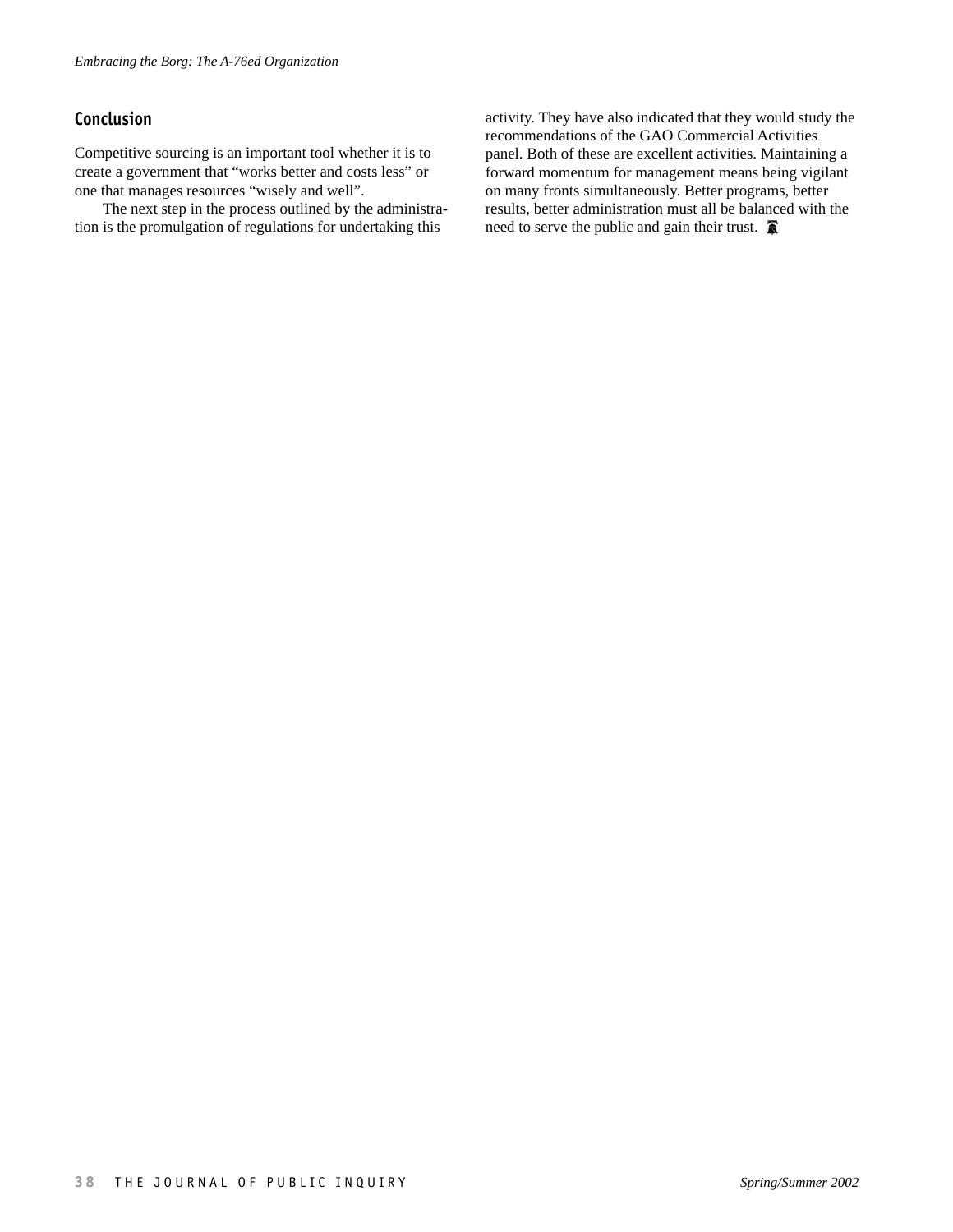## Conclusion

Competitive sourcing is an important tool whether it is to create a government that "works better and costs less" or one that manages resources "wisely and well".

The next step in the process outlined by the administration is the promulgation of regulations for undertaking this activity. They have also indicated that they would study the recommendations of the GAO Commercial Activities panel. Both of these are excellent activities. Maintaining a forward momentum for management means being vigilant on many fronts simultaneously. Better programs, better results, better administration must all be balanced with the need to serve the public and gain their trust.